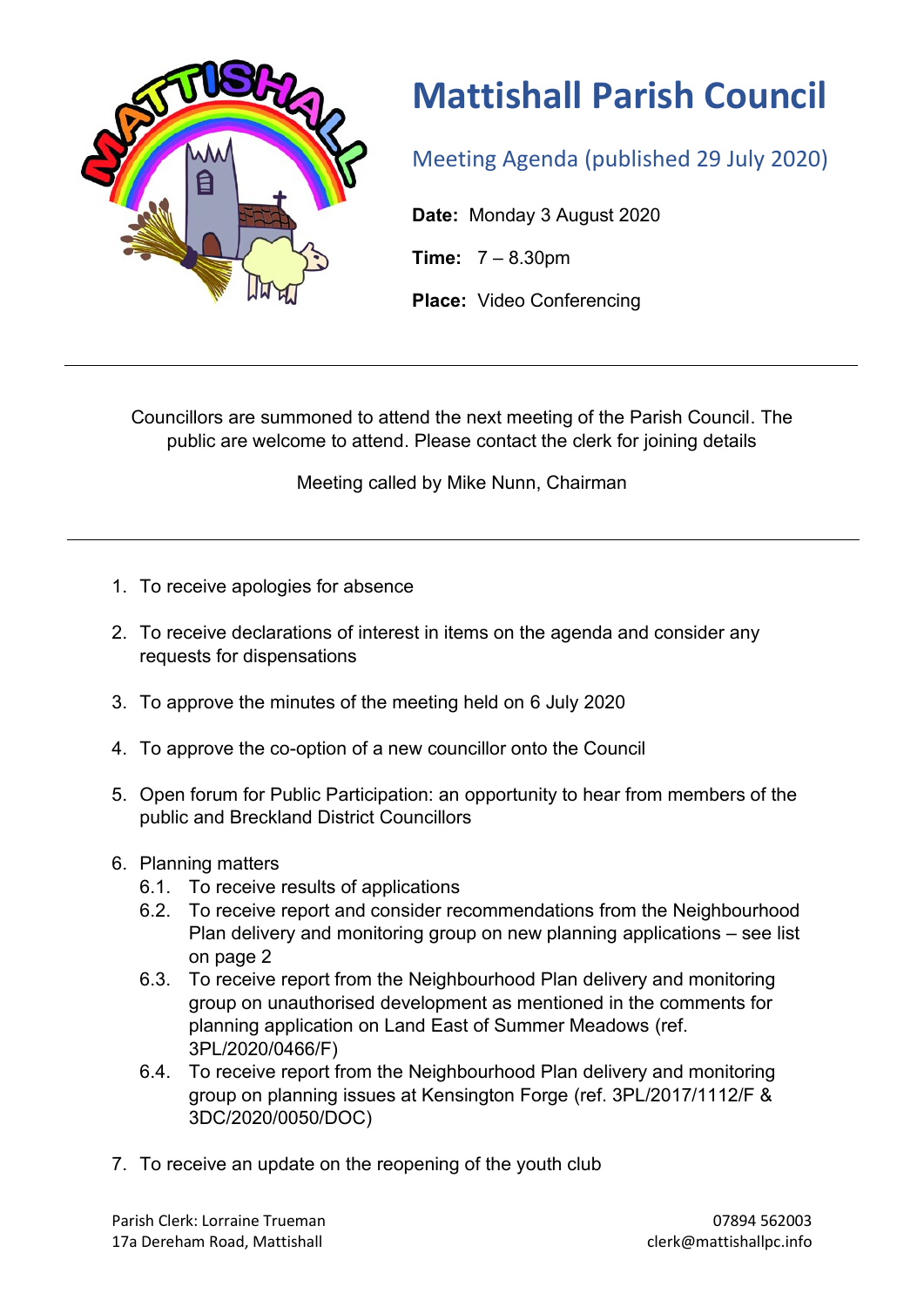# Mattishall Parish Council

## Meeting Agenda (published 29 July 2020)

**Date:** Monday 3 August 2020

**Time:** 7 – 8.30pm

**Place:** Video Conferencing

---

Councillors are summoned to attend the next meeting of the Parish Council. The public are welcome to attend. Please contact the clerk for joining details

Meeting called by Mike Nunn, Chairman

---

1. To receive apologies for absence
2. To receive declarations of interest in items on the agenda and consider any requests for dispensations
3. To approve the minutes of the meeting held on 6 July 2020
4. To approve the co-option of a new councillor onto the Council
5. Open forum for Public Participation: an opportunity to hear from members of the public and Breckland District Councillors
6. Planning matters
   - 6.1. To receive results of applications
   - 6.2. To receive report and consider recommendations from the Neighbourhood Plan delivery and monitoring group on new planning applications – see list on page 2
   - 6.3. To receive report from the Neighbourhood Plan delivery and monitoring group on unauthorised development as mentioned in the comments for planning application on Land East of Summer Meadows (ref. 3PL/2020/0466/F)
   - 6.4. To receive report from the Neighbourhood Plan delivery and monitoring group on planning issues at Kensington Forge (ref. 3PL/2017/1112/F & 3DC/2020/0050/DOC)
7. To receive an update on the reopening of the youth club

Parish Clerk: Lorraine Trueman
17a Dereham Road, Mattishall

07894 562003
clerk@mattishallpc.info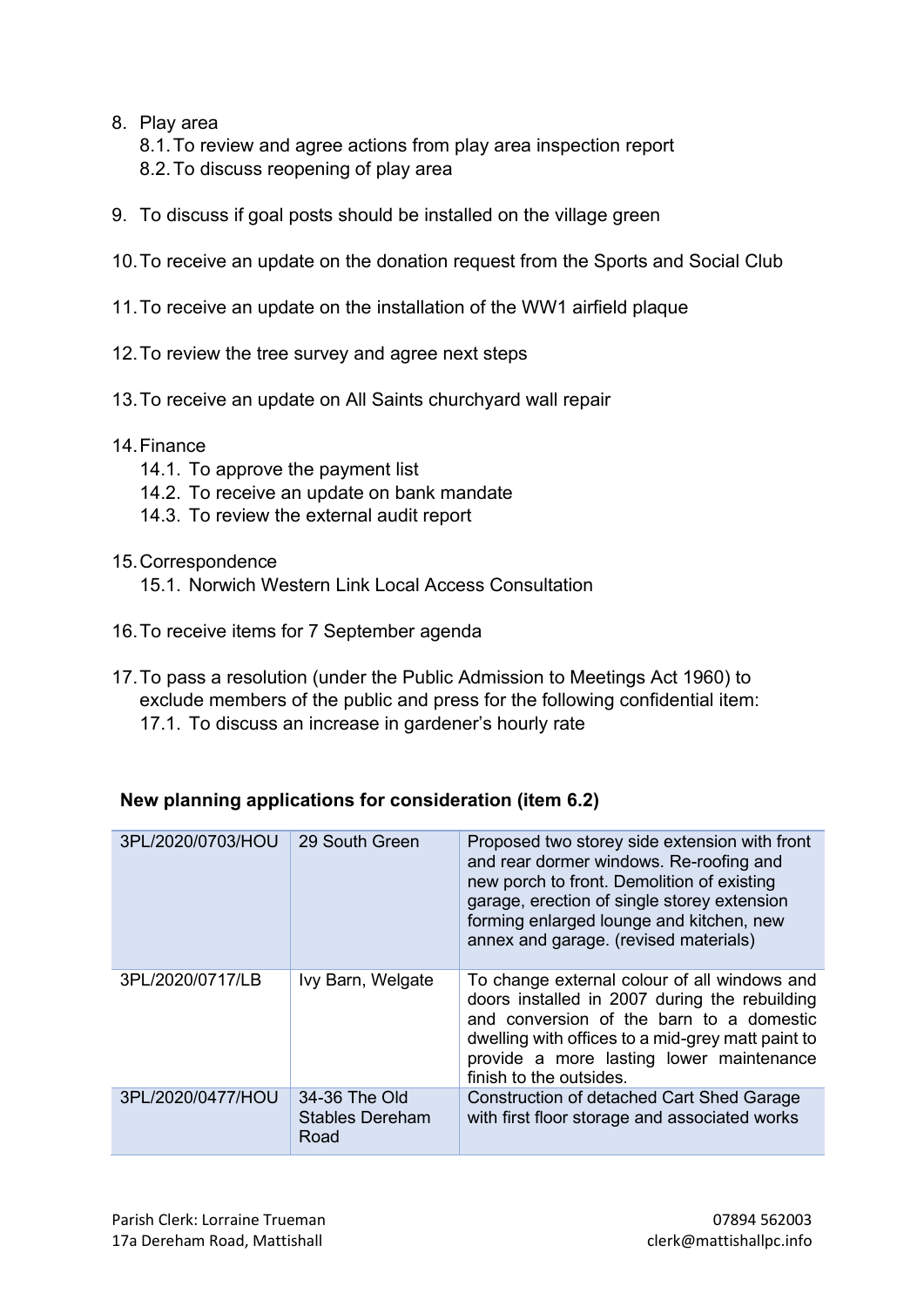8. Play area
   8.1. To review and agree actions from play area inspection report
   8.2. To discuss reopening of play area

9. To discuss if goal posts should be installed on the village green

10. To receive an update on the donation request from the Sports and Social Club

11. To receive an update on the installation of the WW1 airfield plaque

12. To review the tree survey and agree next steps

13. To receive an update on All Saints churchyard wall repair

14. Finance
    14.1. To approve the payment list
    14.2. To receive an update on bank mandate
    14.3. To review the external audit report

15. Correspondence
    15.1. Norwich Western Link Local Access Consultation

16. To receive items for 7 September agenda

17. To pass a resolution (under the Public Admission to Meetings Act 1960) to exclude members of the public and press for the following confidential item:
    17.1. To discuss an increase in gardener's hourly rate

**New planning applications for consideration (item 6.2)**

| | | |
|---|---|---|
| 3PL/2020/0703/HOU | 29 South Green | Proposed two storey side extension with front and rear dormer windows. Re-roofing and new porch to front. Demolition of existing garage, erection of single storey extension forming enlarged lounge and kitchen, new annex and garage. (revised materials) |
| 3PL/2020/0717/LB | Ivy Barn, Welgate | To change external colour of all windows and doors installed in 2007 during the rebuilding and conversion of the barn to a domestic dwelling with offices to a mid-grey matt paint to provide a more lasting lower maintenance finish to the outsides. |
| 3PL/2020/0477/HOU | 34-36 The Old Stables Dereham Road | Construction of detached Cart Shed Garage with first floor storage and associated works |

Parish Clerk: Lorraine Trueman
17a Dereham Road, Mattishall

07894 562003
clerk@mattishallpc.info